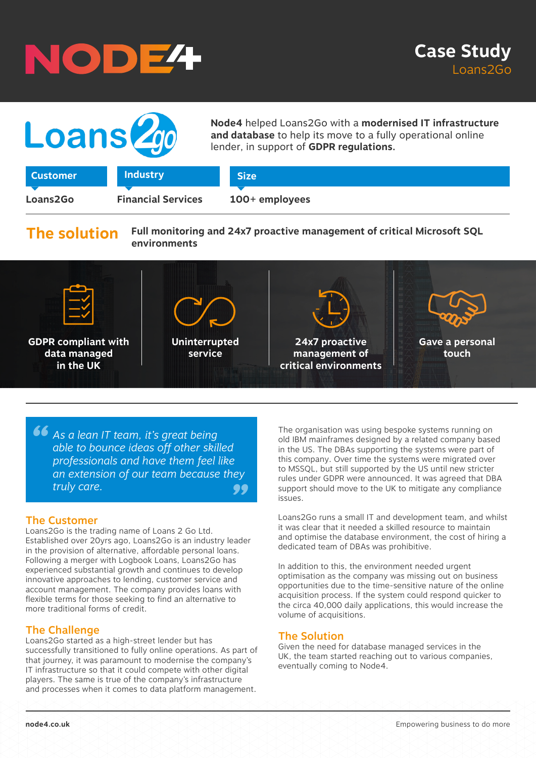# Case Study

Loans2Go

**Node4** helped Loans2Go with a **modernised IT infrastructure and database** to help its move to a fully operational online lender, in support of **GDPR regulations.**

| Customer | Industry | Size |
|---|---|---|
| Loans2Go | Financial Services | 100+ employees |

## The solution

**Full monitoring and 24x7 proactive management of critical Microsoft SQL environments**

- **GDPR compliant with data managed in the UK**
- **Uninterrupted service**
- **24x7 proactive management of critical environments**
- **Gave a personal touch**

> *As a lean IT team, it's great being able to bounce ideas off other skilled professionals and have them feel like an extension of our team because they truly care.*

## The Customer

Loans2Go is the trading name of Loans 2 Go Ltd. Established over 20yrs ago, Loans2Go is an industry leader in the provision of alternative, affordable personal loans. Following a merger with Logbook Loans, Loans2Go has experienced substantial growth and continues to develop innovative approaches to lending, customer service and account management. The company provides loans with flexible terms for those seeking to find an alternative to more traditional forms of credit.

## The Challenge

Loans2Go started as a high-street lender but has successfully transitioned to fully online operations. As part of that journey, it was paramount to modernise the company's IT infrastructure so that it could compete with other digital players. The same is true of the company's infrastructure and processes when it comes to data platform management.

The organisation was using bespoke systems running on old IBM mainframes designed by a related company based in the US. The DBAs supporting the systems were part of this company. Over time the systems were migrated over to MSSQL, but still supported by the US until new stricter rules under GDPR were announced. It was agreed that DBA support should move to the UK to mitigate any compliance issues.

Loans2Go runs a small IT and development team, and whilst it was clear that it needed a skilled resource to maintain and optimise the database environment, the cost of hiring a dedicated team of DBAs was prohibitive.

In addition to this, the environment needed urgent optimisation as the company was missing out on business opportunities due to the time-sensitive nature of the online acquisition process. If the system could respond quicker to the circa 40,000 daily applications, this would increase the volume of acquisitions.

## The Solution

Given the need for database managed services in the UK, the team started reaching out to various companies, eventually coming to Node4.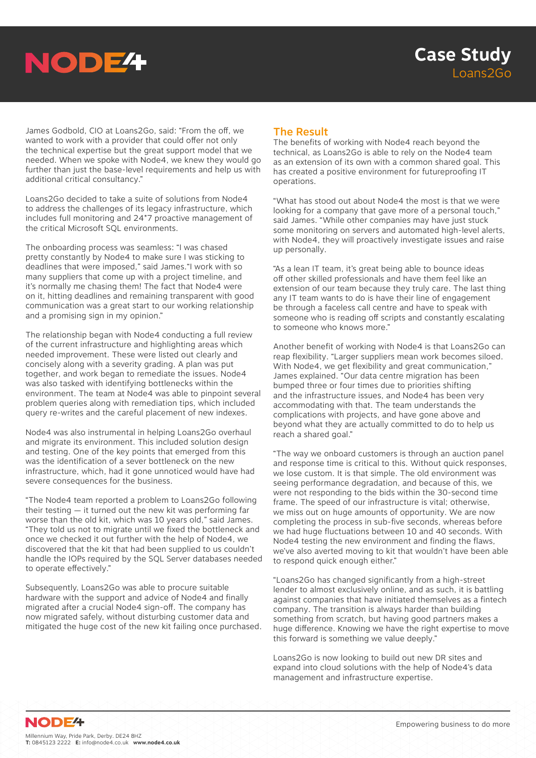James Godbold, CIO at Loans2Go, said: "From the off, we wanted to work with a provider that could offer not only the technical expertise but the great support model that we needed. When we spoke with Node4, we knew they would go further than just the base-level requirements and help us with additional critical consultancy."

Loans2Go decided to take a suite of solutions from Node4 to address the challenges of its legacy infrastructure, which includes full monitoring and 24*7 proactive management of the critical Microsoft SQL environments.

The onboarding process was seamless: "I was chased pretty constantly by Node4 to make sure I was sticking to deadlines that were imposed," said James."I work with so many suppliers that come up with a project timeline, and it's normally me chasing them! The fact that Node4 were on it, hitting deadlines and remaining transparent with good communication was a great start to our working relationship and a promising sign in my opinion."

The relationship began with Node4 conducting a full review of the current infrastructure and highlighting areas which needed improvement. These were listed out clearly and concisely along with a severity grading. A plan was put together, and work began to remediate the issues. Node4 was also tasked with identifying bottlenecks within the environment. The team at Node4 was able to pinpoint several problem queries along with remediation tips, which included query re-writes and the careful placement of new indexes.

Node4 was also instrumental in helping Loans2Go overhaul and migrate its environment. This included solution design and testing. One of the key points that emerged from this was the identification of a sever bottleneck on the new infrastructure, which, had it gone unnoticed would have had severe consequences for the business.

"The Node4 team reported a problem to Loans2Go following their testing — it turned out the new kit was performing far worse than the old kit, which was 10 years old," said James. "They told us not to migrate until we fixed the bottleneck and once we checked it out further with the help of Node4, we discovered that the kit that had been supplied to us couldn't handle the IOPs required by the SQL Server databases needed to operate effectively."

Subsequently, Loans2Go was able to procure suitable hardware with the support and advice of Node4 and finally migrated after a crucial Node4 sign-off. The company has now migrated safely, without disturbing customer data and mitigated the huge cost of the new kit failing once purchased.

## The Result

The benefits of working with Node4 reach beyond the technical, as Loans2Go is able to rely on the Node4 team as an extension of its own with a common shared goal. This has created a positive environment for futureproofing IT operations.

"What has stood out about Node4 the most is that we were looking for a company that gave more of a personal touch," said James. "While other companies may have just stuck some monitoring on servers and automated high-level alerts, with Node4, they will proactively investigate issues and raise up personally.

"As a lean IT team, it's great being able to bounce ideas off other skilled professionals and have them feel like an extension of our team because they truly care. The last thing any IT team wants to do is have their line of engagement be through a faceless call centre and have to speak with someone who is reading off scripts and constantly escalating to someone who knows more."

Another benefit of working with Node4 is that Loans2Go can reap flexibility. "Larger suppliers mean work becomes siloed. With Node4, we get flexibility and great communication," James explained. "Our data centre migration has been bumped three or four times due to priorities shifting and the infrastructure issues, and Node4 has been very accommodating with that. The team understands the complications with projects, and have gone above and beyond what they are actually committed to do to help us reach a shared goal."

"The way we onboard customers is through an auction panel and response time is critical to this. Without quick responses, we lose custom. It is that simple. The old environment was seeing performance degradation, and because of this, we were not responding to the bids within the 30-second time frame. The speed of our infrastructure is vital; otherwise, we miss out on huge amounts of opportunity. We are now completing the process in sub-five seconds, whereas before we had huge fluctuations between 10 and 40 seconds. With Node4 testing the new environment and finding the flaws, we've also averted moving to kit that wouldn't have been able to respond quick enough either."

"Loans2Go has changed significantly from a high-street lender to almost exclusively online, and as such, it is battling against companies that have initiated themselves as a fintech company. The transition is always harder than building something from scratch, but having good partners makes a huge difference. Knowing we have the right expertise to move this forward is something we value deeply."

Loans2Go is now looking to build out new DR sites and expand into cloud solutions with the help of Node4's data management and infrastructure expertise.